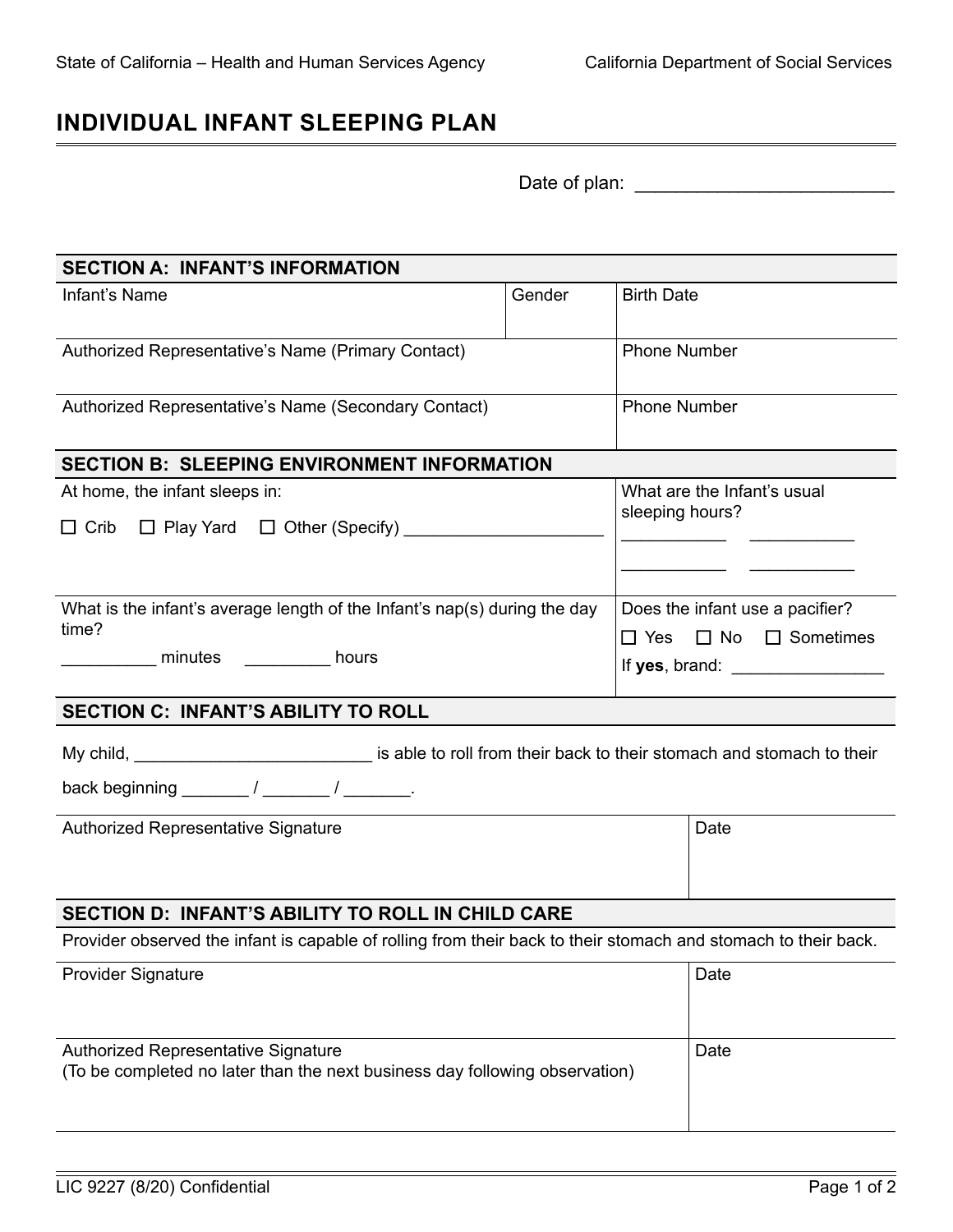State of California – Health and Human Services Agency | California Department of Social Services

# INDIVIDUAL INFANT SLEEPING PLAN

Date of plan: ________________________

## SECTION A: INFANT'S INFORMATION

| Infant's Name | Gender | Birth Date |
|---|---|---|
| | | |

| Authorized Representative's Name (Primary Contact) | Phone Number |
|---|---|
| | |
| **Authorized Representative's Name (Secondary Contact)** | **Phone Number** |
| | |

## SECTION B: SLEEPING ENVIRONMENT INFORMATION

| At home, the infant sleeps in: | What are the Infant's usual sleeping hours? |
|---|---|
| ☐ Crib ☐ Play Yard ☐ Other (Specify) ____________________ | __________ __________ <br> __________ __________ |
| **What is the infant's average length of the Infant's nap(s) during the day time?** | **Does the infant use a pacifier?** |
| __________ minutes _________ hours | ☐ Yes ☐ No ☐ Sometimes <br> If **yes**, brand: _______________ |

## SECTION C: INFANT'S ABILITY TO ROLL

My child, ________________________ is able to roll from their back to their stomach and stomach to their back beginning _______ / _______ / _______.

| Authorized Representative Signature | Date |
|---|---|
| | |

## SECTION D: INFANT'S ABILITY TO ROLL IN CHILD CARE

Provider observed the infant is capable of rolling from their back to their stomach and stomach to their back.

| Provider Signature | Date |
|---|---|
| | |
| **Authorized Representative Signature** <br> (To be completed no later than the next business day following observation) | **Date** |
| | |

LIC 9227 (8/20) Confidential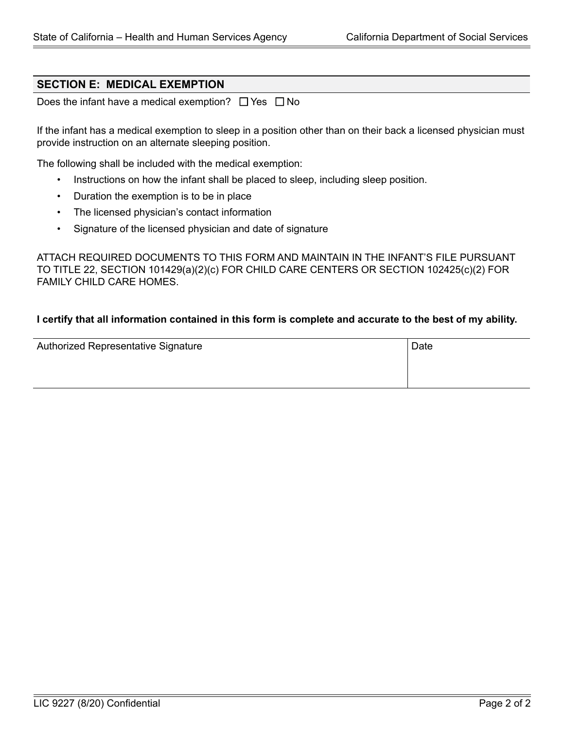## SECTION E: MEDICAL EXEMPTION

Does the infant have a medical exemption? ☐ Yes ☐ No

If the infant has a medical exemption to sleep in a position other than on their back a licensed physician must provide instruction on an alternate sleeping position.

The following shall be included with the medical exemption:

- Instructions on how the infant shall be placed to sleep, including sleep position.
- Duration the exemption is to be in place
- The licensed physician's contact information
- Signature of the licensed physician and date of signature

ATTACH REQUIRED DOCUMENTS TO THIS FORM AND MAINTAIN IN THE INFANT'S FILE PURSUANT TO TITLE 22, SECTION 101429(a)(2)(c) FOR CHILD CARE CENTERS OR SECTION 102425(c)(2) FOR FAMILY CHILD CARE HOMES.

**I certify that all information contained in this form is complete and accurate to the best of my ability.**

| Authorized Representative Signature | Date |
|---|---|
| | |